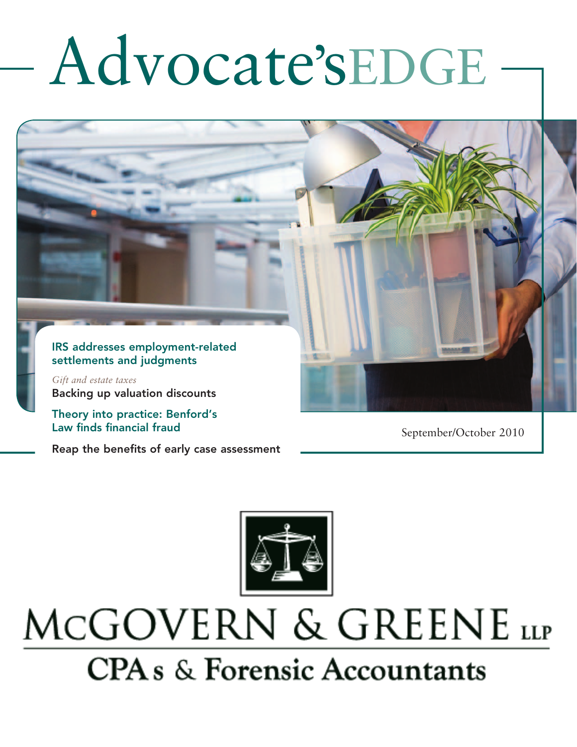# Advocate'sEDGE

**IRS addresses employment-related settlements and judgments**

*Gift and estate taxes*
**Backing up valuation discounts**

**Theory into practice: Benford's Law finds financial fraud**

**Reap the benefits of early case assessment**

September/October 2010

McGOVERN & GREENE LLP

CPAs & Forensic Accountants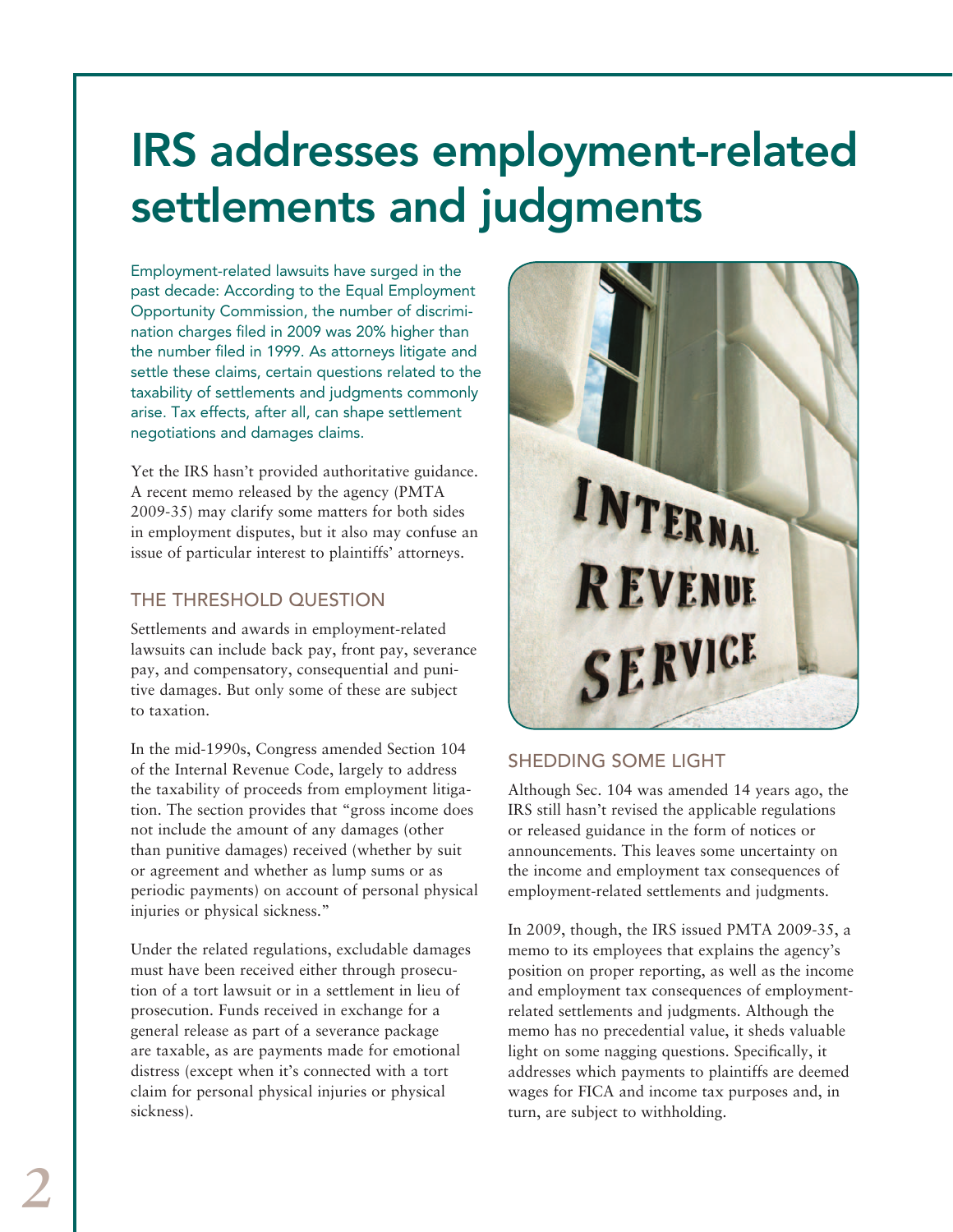# IRS addresses employment-related settlements and judgments

Employment-related lawsuits have surged in the past decade: According to the Equal Employment Opportunity Commission, the number of discrimination charges filed in 2009 was 20% higher than the number filed in 1999. As attorneys litigate and settle these claims, certain questions related to the taxability of settlements and judgments commonly arise. Tax effects, after all, can shape settlement negotiations and damages claims.

Yet the IRS hasn't provided authoritative guidance. A recent memo released by the agency (PMTA 2009-35) may clarify some matters for both sides in employment disputes, but it also may confuse an issue of particular interest to plaintiffs' attorneys.

## THE THRESHOLD QUESTION

Settlements and awards in employment-related lawsuits can include back pay, front pay, severance pay, and compensatory, consequential and punitive damages. But only some of these are subject to taxation.

In the mid-1990s, Congress amended Section 104 of the Internal Revenue Code, largely to address the taxability of proceeds from employment litigation. The section provides that "gross income does not include the amount of any damages (other than punitive damages) received (whether by suit or agreement and whether as lump sums or as periodic payments) on account of personal physical injuries or physical sickness."

Under the related regulations, excludable damages must have been received either through prosecution of a tort lawsuit or in a settlement in lieu of prosecution. Funds received in exchange for a general release as part of a severance package are taxable, as are payments made for emotional distress (except when it's connected with a tort claim for personal physical injuries or physical sickness).

## SHEDDING SOME LIGHT

Although Sec. 104 was amended 14 years ago, the IRS still hasn't revised the applicable regulations or released guidance in the form of notices or announcements. This leaves some uncertainty on the income and employment tax consequences of employment-related settlements and judgments.

In 2009, though, the IRS issued PMTA 2009-35, a memo to its employees that explains the agency's position on proper reporting, as well as the income and employment tax consequences of employment-related settlements and judgments. Although the memo has no precedential value, it sheds valuable light on some nagging questions. Specifically, it addresses which payments to plaintiffs are deemed wages for FICA and income tax purposes and, in turn, are subject to withholding.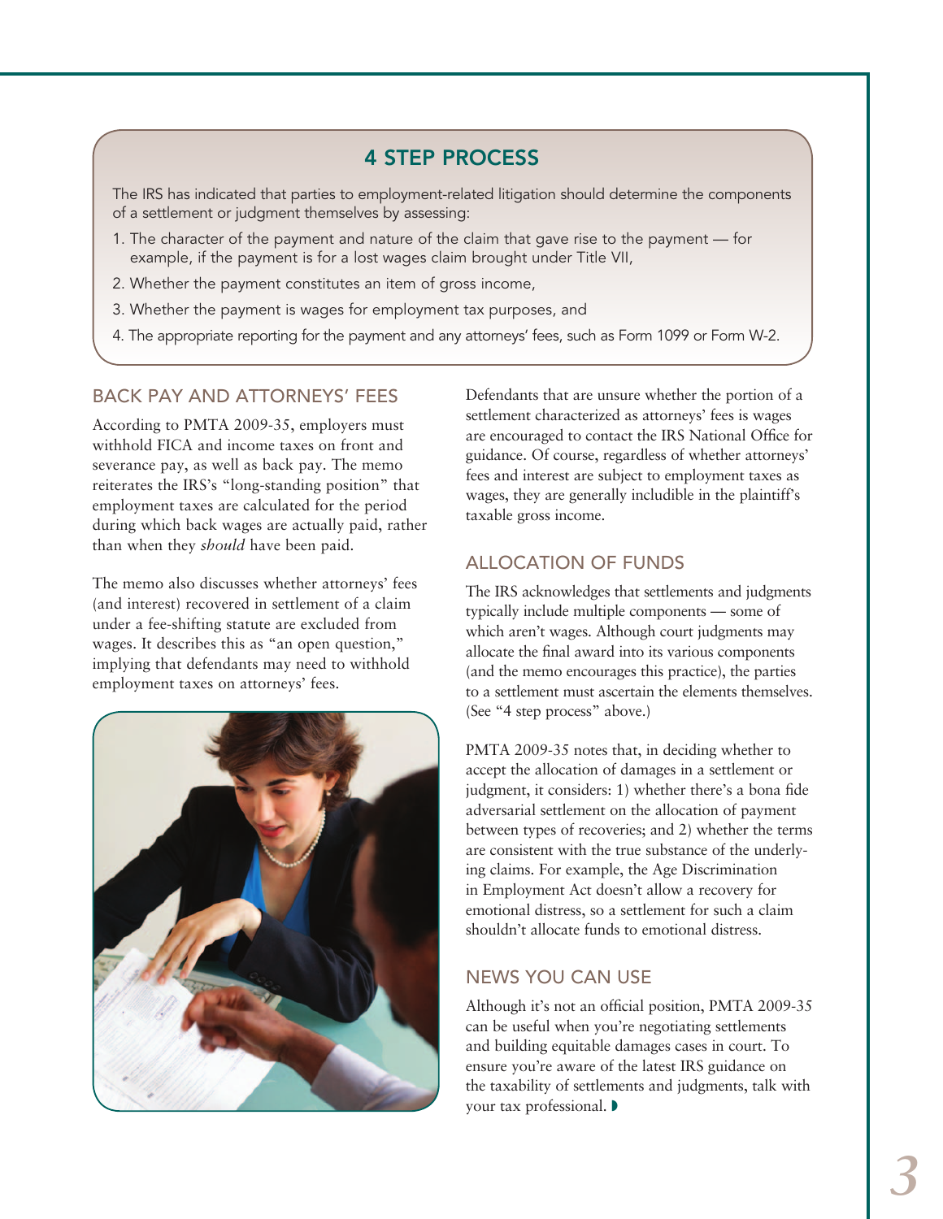## 4 STEP PROCESS

The IRS has indicated that parties to employment-related litigation should determine the components of a settlement or judgment themselves by assessing:

1. The character of the payment and nature of the claim that gave rise to the payment — for example, if the payment is for a lost wages claim brought under Title VII,
2. Whether the payment constitutes an item of gross income,
3. Whether the payment is wages for employment tax purposes, and
4. The appropriate reporting for the payment and any attorneys' fees, such as Form 1099 or Form W-2.

### BACK PAY AND ATTORNEYS' FEES

According to PMTA 2009-35, employers must withhold FICA and income taxes on front and severance pay, as well as back pay. The memo reiterates the IRS's "long-standing position" that employment taxes are calculated for the period during which back wages are actually paid, rather than when they *should* have been paid.

The memo also discusses whether attorneys' fees (and interest) recovered in settlement of a claim under a fee-shifting statute are excluded from wages. It describes this as "an open question," implying that defendants may need to withhold employment taxes on attorneys' fees.

Defendants that are unsure whether the portion of a settlement characterized as attorneys' fees is wages are encouraged to contact the IRS National Office for guidance. Of course, regardless of whether attorneys' fees and interest are subject to employment taxes as wages, they are generally includible in the plaintiff's taxable gross income.

### ALLOCATION OF FUNDS

The IRS acknowledges that settlements and judgments typically include multiple components — some of which aren't wages. Although court judgments may allocate the final award into its various components (and the memo encourages this practice), the parties to a settlement must ascertain the elements themselves. (See "4 step process" above.)

PMTA 2009-35 notes that, in deciding whether to accept the allocation of damages in a settlement or judgment, it considers: 1) whether there's a bona fide adversarial settlement on the allocation of payment between types of recoveries; and 2) whether the terms are consistent with the true substance of the underlying claims. For example, the Age Discrimination in Employment Act doesn't allow a recovery for emotional distress, so a settlement for such a claim shouldn't allocate funds to emotional distress.

### NEWS YOU CAN USE

Although it's not an official position, PMTA 2009-35 can be useful when you're negotiating settlements and building equitable damages cases in court. To ensure you're aware of the latest IRS guidance on the taxability of settlements and judgments, talk with your tax professional.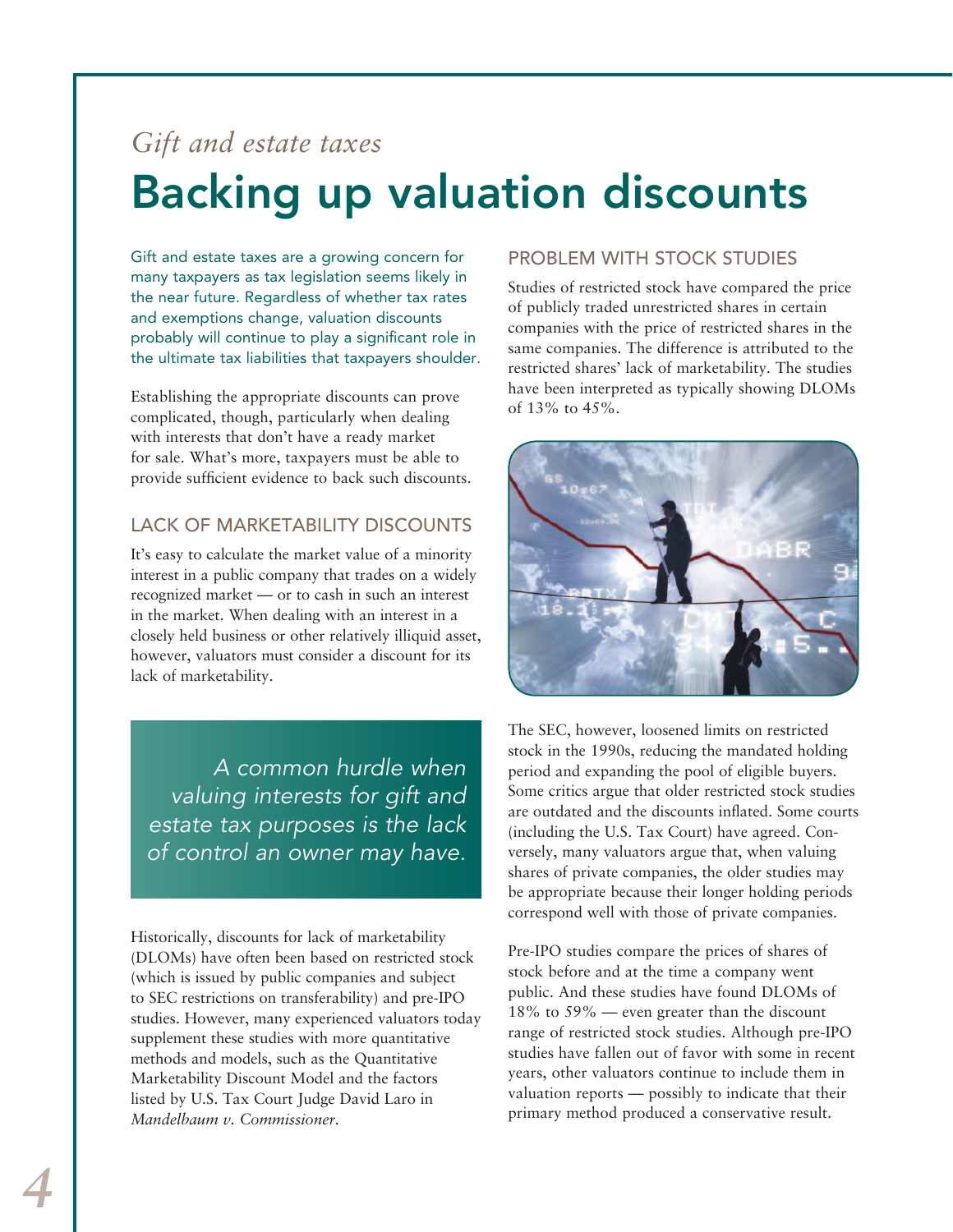*Gift and estate taxes*

# Backing up valuation discounts

Gift and estate taxes are a growing concern for many taxpayers as tax legislation seems likely in the near future. Regardless of whether tax rates and exemptions change, valuation discounts probably will continue to play a significant role in the ultimate tax liabilities that taxpayers shoulder.

Establishing the appropriate discounts can prove complicated, though, particularly when dealing with interests that don't have a ready market for sale. What's more, taxpayers must be able to provide sufficient evidence to back such discounts.

## LACK OF MARKETABILITY DISCOUNTS

It's easy to calculate the market value of a minority interest in a public company that trades on a widely recognized market — or to cash in such an interest in the market. When dealing with an interest in a closely held business or other relatively illiquid asset, however, valuators must consider a discount for its lack of marketability.

> *A common hurdle when valuing interests for gift and estate tax purposes is the lack of control an owner may have.*

Historically, discounts for lack of marketability (DLOMs) have often been based on restricted stock (which is issued by public companies and subject to SEC restrictions on transferability) and pre-IPO studies. However, many experienced valuators today supplement these studies with more quantitative methods and models, such as the Quantitative Marketability Discount Model and the factors listed by U.S. Tax Court Judge David Laro in *Mandelbaum v. Commissioner*.

## PROBLEM WITH STOCK STUDIES

Studies of restricted stock have compared the price of publicly traded unrestricted shares in certain companies with the price of restricted shares in the same companies. The difference is attributed to the restricted shares' lack of marketability. The studies have been interpreted as typically showing DLOMs of 13% to 45%.

The SEC, however, loosened limits on restricted stock in the 1990s, reducing the mandated holding period and expanding the pool of eligible buyers. Some critics argue that older restricted stock studies are outdated and the discounts inflated. Some courts (including the U.S. Tax Court) have agreed. Conversely, many valuators argue that, when valuing shares of private companies, the older studies may be appropriate because their longer holding periods correspond well with those of private companies.

Pre-IPO studies compare the prices of shares of stock before and at the time a company went public. And these studies have found DLOMs of 18% to 59% — even greater than the discount range of restricted stock studies. Although pre-IPO studies have fallen out of favor with some in recent years, other valuators continue to include them in valuation reports — possibly to indicate that their primary method produced a conservative result.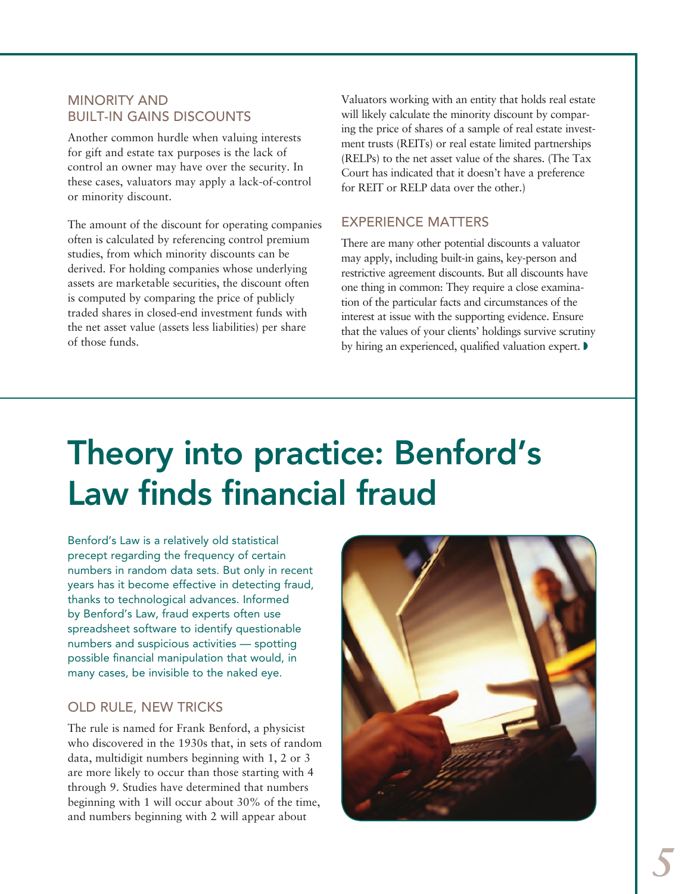### MINORITY AND BUILT-IN GAINS DISCOUNTS

Another common hurdle when valuing interests for gift and estate tax purposes is the lack of control an owner may have over the security. In these cases, valuators may apply a lack-of-control or minority discount.

The amount of the discount for operating companies often is calculated by referencing control premium studies, from which minority discounts can be derived. For holding companies whose underlying assets are marketable securities, the discount often is computed by comparing the price of publicly traded shares in closed-end investment funds with the net asset value (assets less liabilities) per share of those funds.

Valuators working with an entity that holds real estate will likely calculate the minority discount by comparing the price of shares of a sample of real estate investment trusts (REITs) or real estate limited partnerships (RELPs) to the net asset value of the shares. (The Tax Court has indicated that it doesn't have a preference for REIT or RELP data over the other.)

### EXPERIENCE MATTERS

There are many other potential discounts a valuator may apply, including built-in gains, key-person and restrictive agreement discounts. But all discounts have one thing in common: They require a close examination of the particular facts and circumstances of the interest at issue with the supporting evidence. Ensure that the values of your clients' holdings survive scrutiny by hiring an experienced, qualified valuation expert.

# Theory into practice: Benford's Law finds financial fraud

Benford's Law is a relatively old statistical precept regarding the frequency of certain numbers in random data sets. But only in recent years has it become effective in detecting fraud, thanks to technological advances. Informed by Benford's Law, fraud experts often use spreadsheet software to identify questionable numbers and suspicious activities — spotting possible financial manipulation that would, in many cases, be invisible to the naked eye.

### OLD RULE, NEW TRICKS

The rule is named for Frank Benford, a physicist who discovered in the 1930s that, in sets of random data, multidigit numbers beginning with 1, 2 or 3 are more likely to occur than those starting with 4 through 9. Studies have determined that numbers beginning with 1 will occur about 30% of the time, and numbers beginning with 2 will appear about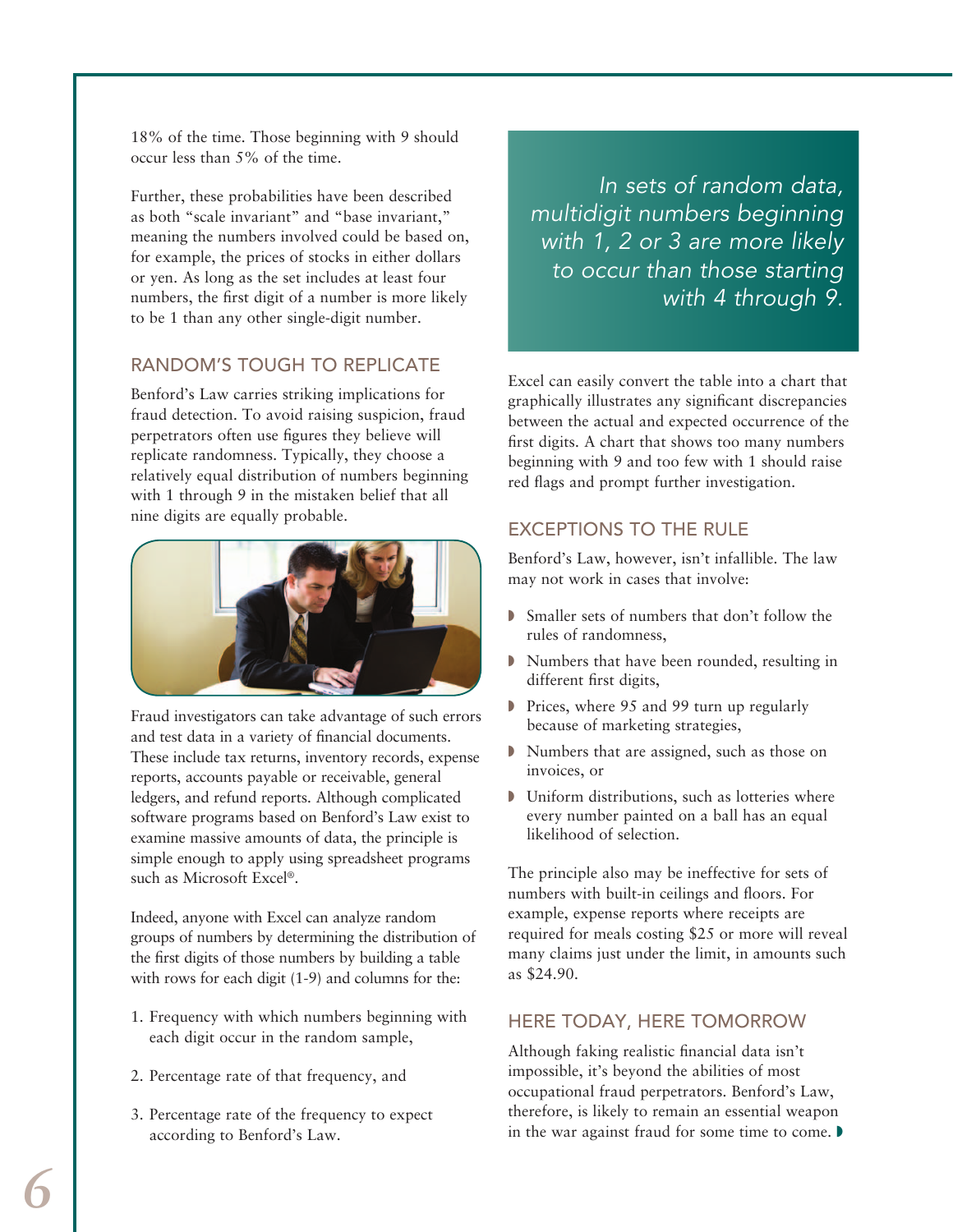18% of the time. Those beginning with 9 should occur less than 5% of the time.

Further, these probabilities have been described as both "scale invariant" and "base invariant," meaning the numbers involved could be based on, for example, the prices of stocks in either dollars or yen. As long as the set includes at least four numbers, the first digit of a number is more likely to be 1 than any other single-digit number.

## RANDOM'S TOUGH TO REPLICATE

Benford's Law carries striking implications for fraud detection. To avoid raising suspicion, fraud perpetrators often use figures they believe will replicate randomness. Typically, they choose a relatively equal distribution of numbers beginning with 1 through 9 in the mistaken belief that all nine digits are equally probable.

Fraud investigators can take advantage of such errors and test data in a variety of financial documents. These include tax returns, inventory records, expense reports, accounts payable or receivable, general ledgers, and refund reports. Although complicated software programs based on Benford's Law exist to examine massive amounts of data, the principle is simple enough to apply using spreadsheet programs such as Microsoft Excel®.

Indeed, anyone with Excel can analyze random groups of numbers by determining the distribution of the first digits of those numbers by building a table with rows for each digit (1-9) and columns for the:

1. Frequency with which numbers beginning with each digit occur in the random sample,
2. Percentage rate of that frequency, and
3. Percentage rate of the frequency to expect according to Benford's Law.

*In sets of random data, multidigit numbers beginning with 1, 2 or 3 are more likely to occur than those starting with 4 through 9.*

Excel can easily convert the table into a chart that graphically illustrates any significant discrepancies between the actual and expected occurrence of the first digits. A chart that shows too many numbers beginning with 9 and too few with 1 should raise red flags and prompt further investigation.

## EXCEPTIONS TO THE RULE

Benford's Law, however, isn't infallible. The law may not work in cases that involve:

- Smaller sets of numbers that don't follow the rules of randomness,
- Numbers that have been rounded, resulting in different first digits,
- Prices, where 95 and 99 turn up regularly because of marketing strategies,
- Numbers that are assigned, such as those on invoices, or
- Uniform distributions, such as lotteries where every number painted on a ball has an equal likelihood of selection.

The principle also may be ineffective for sets of numbers with built-in ceilings and floors. For example, expense reports where receipts are required for meals costing $25 or more will reveal many claims just under the limit, in amounts such as $24.90.

## HERE TODAY, HERE TOMORROW

Although faking realistic financial data isn't impossible, it's beyond the abilities of most occupational fraud perpetrators. Benford's Law, therefore, is likely to remain an essential weapon in the war against fraud for some time to come.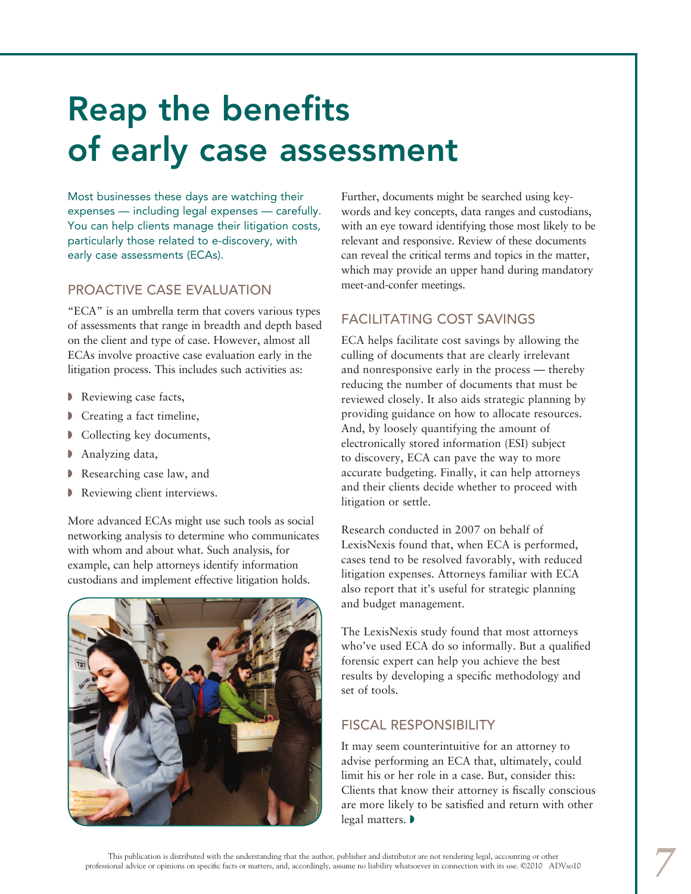# Reap the benefits of early case assessment

Most businesses these days are watching their expenses — including legal expenses — carefully. You can help clients manage their litigation costs, particularly those related to e-discovery, with early case assessments (ECAs).

## PROACTIVE CASE EVALUATION

"ECA" is an umbrella term that covers various types of assessments that range in breadth and depth based on the client and type of case. However, almost all ECAs involve proactive case evaluation early in the litigation process. This includes such activities as:

- Reviewing case facts,
- Creating a fact timeline,
- Collecting key documents,
- Analyzing data,
- Researching case law, and
- Reviewing client interviews.

More advanced ECAs might use such tools as social networking analysis to determine who communicates with whom and about what. Such analysis, for example, can help attorneys identify information custodians and implement effective litigation holds.

Further, documents might be searched using keywords and key concepts, data ranges and custodians, with an eye toward identifying those most likely to be relevant and responsive. Review of these documents can reveal the critical terms and topics in the matter, which may provide an upper hand during mandatory meet-and-confer meetings.

## FACILITATING COST SAVINGS

ECA helps facilitate cost savings by allowing the culling of documents that are clearly irrelevant and nonresponsive early in the process — thereby reducing the number of documents that must be reviewed closely. It also aids strategic planning by providing guidance on how to allocate resources. And, by loosely quantifying the amount of electronically stored information (ESI) subject to discovery, ECA can pave the way to more accurate budgeting. Finally, it can help attorneys and their clients decide whether to proceed with litigation or settle.

Research conducted in 2007 on behalf of LexisNexis found that, when ECA is performed, cases tend to be resolved favorably, with reduced litigation expenses. Attorneys familiar with ECA also report that it's useful for strategic planning and budget management.

The LexisNexis study found that most attorneys who've used ECA do so informally. But a qualified forensic expert can help you achieve the best results by developing a specific methodology and set of tools.

## FISCAL RESPONSIBILITY

It may seem counterintuitive for an attorney to advise performing an ECA that, ultimately, could limit his or her role in a case. But, consider this: Clients that know their attorney is fiscally conscious are more likely to be satisfied and return with other legal matters.

This publication is distributed with the understanding that the author, publisher and distributor are not rendering legal, accounting or other professional advice or opinions on specific facts or matters, and, accordingly, assume no liability whatsoever in connection with its use. ©2010 ADVso10